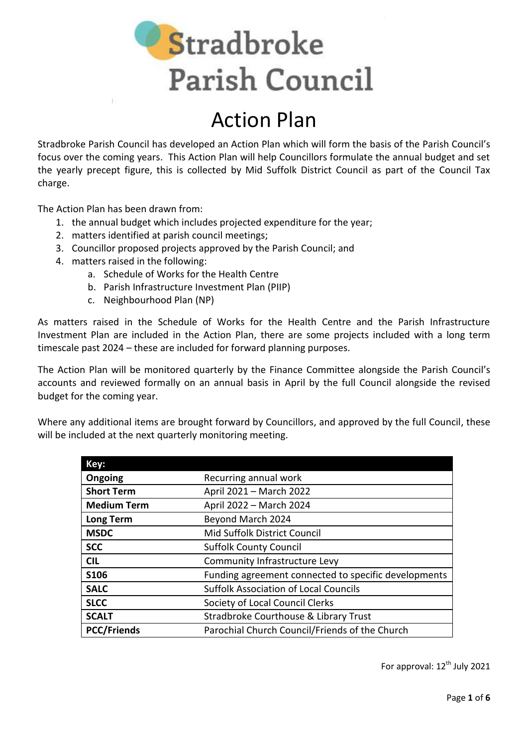# Stradbroke Parish Council

# Action Plan

Stradbroke Parish Council has developed an Action Plan which will form the basis of the Parish Council's focus over the coming years. This Action Plan will help Councillors formulate the annual budget and set the yearly precept figure, this is collected by Mid Suffolk District Council as part of the Council Tax charge.

The Action Plan has been drawn from:

1. the annual budget which includes projected expenditure for the year;
2. matters identified at parish council meetings;
3. Councillor proposed projects approved by the Parish Council; and
4. matters raised in the following:
    a. Schedule of Works for the Health Centre
    b. Parish Infrastructure Investment Plan (PIIP)
    c. Neighbourhood Plan (NP)

As matters raised in the Schedule of Works for the Health Centre and the Parish Infrastructure Investment Plan are included in the Action Plan, there are some projects included with a long term timescale past 2024 – these are included for forward planning purposes.

The Action Plan will be monitored quarterly by the Finance Committee alongside the Parish Council's accounts and reviewed formally on an annual basis in April by the full Council alongside the revised budget for the coming year.

Where any additional items are brought forward by Councillors, and approved by the full Council, these will be included at the next quarterly monitoring meeting.

| **Key:** | |
|---|---|
| **Ongoing** | Recurring annual work |
| **Short Term** | April 2021 – March 2022 |
| **Medium Term** | April 2022 – March 2024 |
| **Long Term** | Beyond March 2024 |
| **MSDC** | Mid Suffolk District Council |
| **SCC** | Suffolk County Council |
| **CIL** | Community Infrastructure Levy |
| **S106** | Funding agreement connected to specific developments |
| **SALC** | Suffolk Association of Local Councils |
| **SLCC** | Society of Local Council Clerks |
| **SCALT** | Stradbroke Courthouse & Library Trust |
| **PCC/Friends** | Parochial Church Council/Friends of the Church |

For approval: 12th July 2021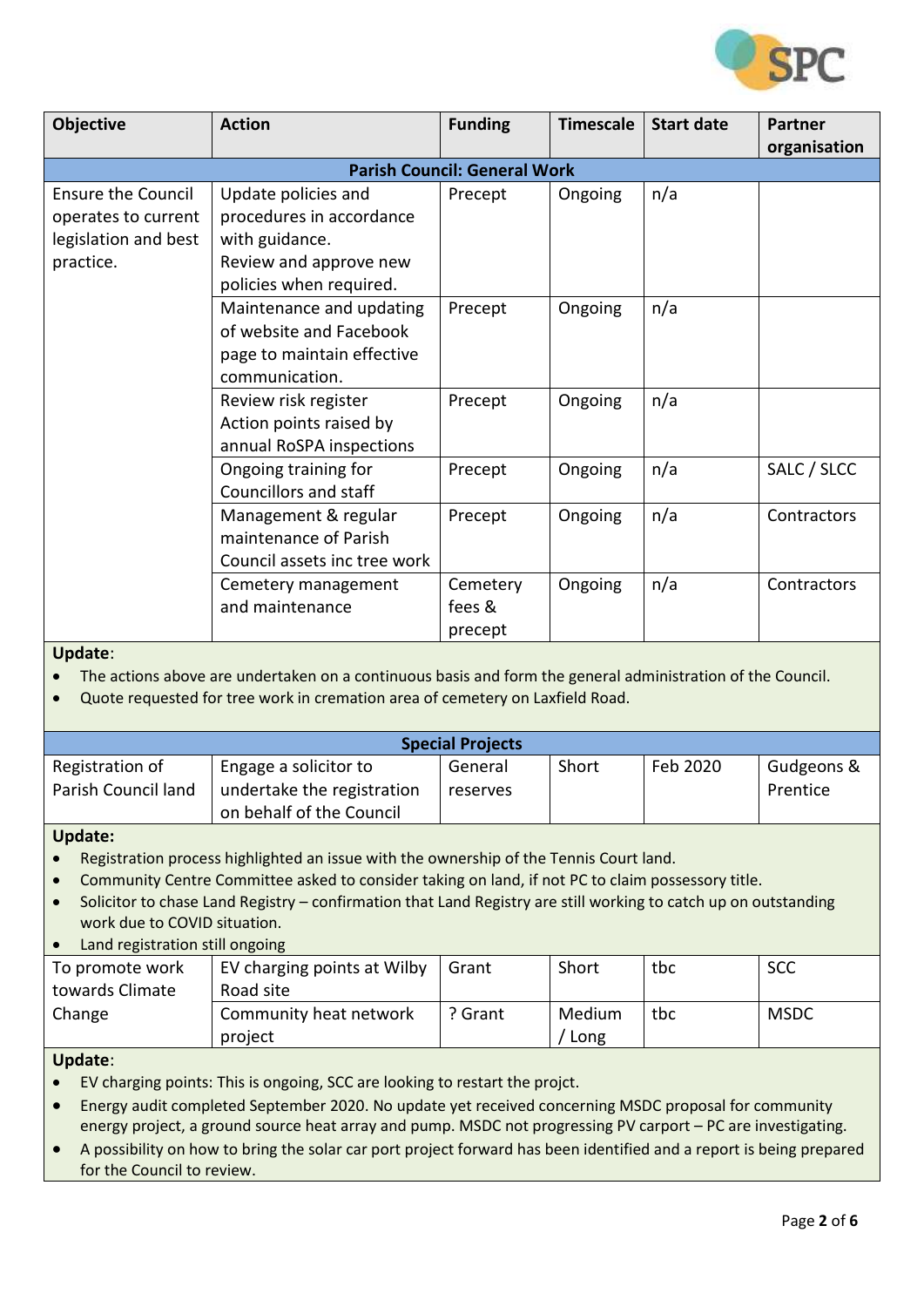| Objective | Action | Funding | Timescale | Start date | Partner organisation |
|---|---|---|---|---|---|
| **Parish Council: General Work** | | | | | |
| Ensure the Council operates to current legislation and best practice. | Update policies and procedures in accordance with guidance. Review and approve new policies when required. | Precept | Ongoing | n/a | |
| | Maintenance and updating of website and Facebook page to maintain effective communication. | Precept | Ongoing | n/a | |
| | Review risk register Action points raised by annual RoSPA inspections | Precept | Ongoing | n/a | |
| | Ongoing training for Councillors and staff | Precept | Ongoing | n/a | SALC / SLCC |
| | Management & regular maintenance of Parish Council assets inc tree work | Precept | Ongoing | n/a | Contractors |
| | Cemetery management and maintenance | Cemetery fees & precept | Ongoing | n/a | Contractors |

**Update**:

- The actions above are undertaken on a continuous basis and form the general administration of the Council.
- Quote requested for tree work in cremation area of cemetery on Laxfield Road.

| Objective | Action | Funding | Timescale | Start date | Partner organisation |
|---|---|---|---|---|---|
| **Special Projects** | | | | | |
| Registration of Parish Council land | Engage a solicitor to undertake the registration on behalf of the Council | General reserves | Short | Feb 2020 | Gudgeons & Prentice |

**Update:**

- Registration process highlighted an issue with the ownership of the Tennis Court land.
- Community Centre Committee asked to consider taking on land, if not PC to claim possessory title.
- Solicitor to chase Land Registry – confirmation that Land Registry are still working to catch up on outstanding work due to COVID situation.
- Land registration still ongoing

| Objective | Action | Funding | Timescale | Start date | Partner organisation |
|---|---|---|---|---|---|
| To promote work towards Climate Change | EV charging points at Wilby Road site | Grant | Short | tbc | SCC |
| | Community heat network project | ? Grant | Medium / Long | tbc | MSDC |

**Update**:

- EV charging points: This is ongoing, SCC are looking to restart the projt.
- Energy audit completed September 2020. No update yet received concerning MSDC proposal for community energy project, a ground source heat array and pump. MSDC not progressing PV carport – PC are investigating.
- A possibility on how to bring the solar car port project forward has been identified and a report is being prepared for the Council to review.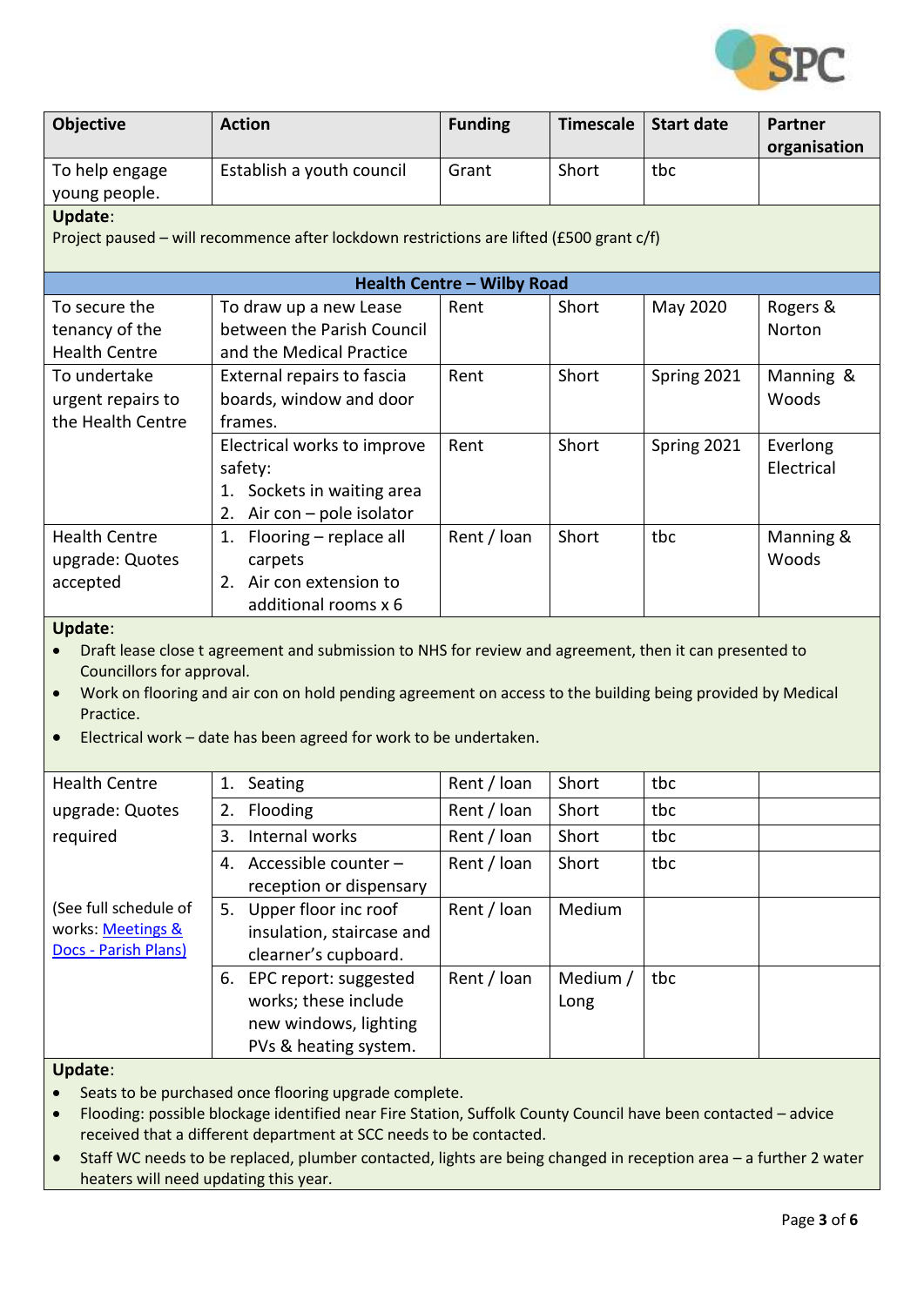| Objective | Action | Funding | Timescale | Start date | Partner organisation |
|---|---|---|---|---|---|
| To help engage young people. | Establish a youth council | Grant | Short | tbc | |

**Update**:
Project paused – will recommence after lockdown restrictions are lifted (£500 grant c/f)

**Health Centre – Wilby Road**

| Objective | Action | Funding | Timescale | Start date | Partner organisation |
|---|---|---|---|---|---|
| To secure the tenancy of the Health Centre | To draw up a new Lease between the Parish Council and the Medical Practice | Rent | Short | May 2020 | Rogers & Norton |
| To undertake urgent repairs to the Health Centre | External repairs to fascia boards, window and door frames. | Rent | Short | Spring 2021 | Manning & Woods |
| | Electrical works to improve safety: 1. Sockets in waiting area 2. Air con – pole isolator | Rent | Short | Spring 2021 | Everlong Electrical |
| Health Centre upgrade: Quotes accepted | 1. Flooring – replace all carpets 2. Air con extension to additional rooms x 6 | Rent / loan | Short | tbc | Manning & Woods |

**Update**:

- Draft lease close t agreement and submission to NHS for review and agreement, then it can presented to Councillors for approval.
- Work on flooring and air con on hold pending agreement on access to the building being provided by Medical Practice.
- Electrical work – date has been agreed for work to be undertaken.

| Objective | Action | Funding | Timescale | Start date | Partner organisation |
|---|---|---|---|---|---|
| Health Centre upgrade: Quotes required | 1. Seating | Rent / loan | Short | tbc | |
| | 2. Flooding | Rent / loan | Short | tbc | |
| | 3. Internal works | Rent / loan | Short | tbc | |
| | 4. Accessible counter – reception or dispensary | Rent / loan | Short | tbc | |
| (See full schedule of works: [Meetings & Docs - Parish Plans)]() | 5. Upper floor inc roof insulation, staircase and clearner's cupboard. | Rent / loan | Medium | | |
| | 6. EPC report: suggested works; these include new windows, lighting PVs & heating system. | Rent / loan | Medium / Long | tbc | |

**Update**:

- Seats to be purchased once flooring upgrade complete.
- Flooding: possible blockage identified near Fire Station, Suffolk County Council have been contacted – advice received that a different department at SCC needs to be contacted.
- Staff WC needs to be replaced, plumber contacted, lights are being changed in reception area – a further 2 water heaters will need updating this year.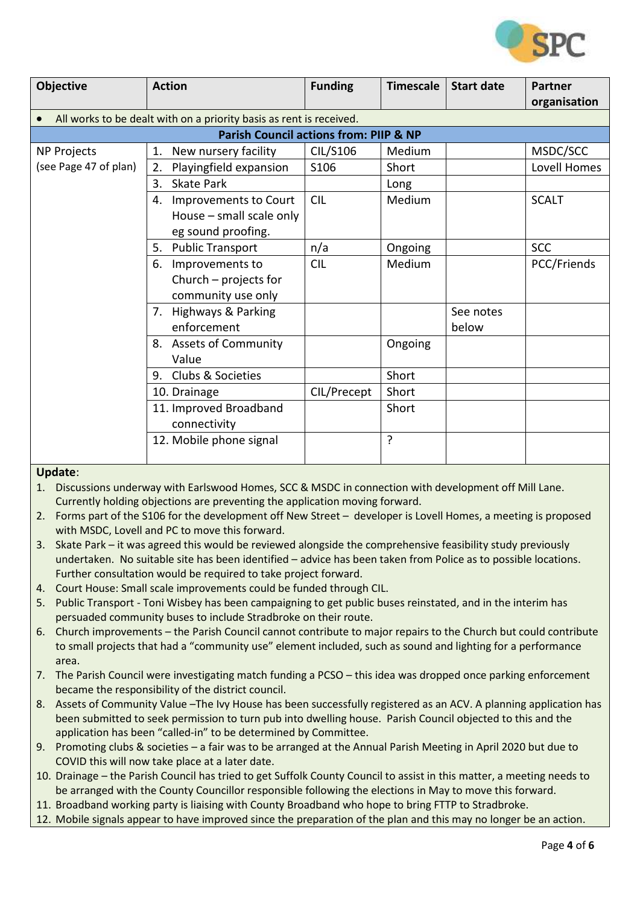| Objective | Action | Funding | Timescale | Start date | Partner organisation |
|---|---|---|---|---|---|
| • All works to be dealt with on a priority basis as rent is received. | | | | | |
| **Parish Council actions from: PIIP & NP** | | | | | |
| NP Projects (see Page 47 of plan) | 1. New nursery facility | CIL/S106 | Medium | | MSDC/SCC |
| | 2. Playingfield expansion | S106 | Short | | Lovell Homes |
| | 3. Skate Park | | Long | | |
| | 4. Improvements to Court House – small scale only eg sound proofing. | CIL | Medium | | SCALT |
| | 5. Public Transport | n/a | Ongoing | | SCC |
| | 6. Improvements to Church – projects for community use only | CIL | Medium | | PCC/Friends |
| | 7. Highways & Parking enforcement | | | See notes below | |
| | 8. Assets of Community Value | | Ongoing | | |
| | 9. Clubs & Societies | | Short | | |
| | 10. Drainage | CIL/Precept | Short | | |
| | 11. Improved Broadband connectivity | | Short | | |
| | 12. Mobile phone signal | | ? | | |

**Update**:

1. Discussions underway with Earlswood Homes, SCC & MSDC in connection with development off Mill Lane. Currently holding objections are preventing the application moving forward.
2. Forms part of the S106 for the development off New Street – developer is Lovell Homes, a meeting is proposed with MSDC, Lovell and PC to move this forward.
3. Skate Park – it was agreed this would be reviewed alongside the comprehensive feasibility study previously undertaken. No suitable site has been identified – advice has been taken from Police as to possible locations. Further consultation would be required to take project forward.
4. Court House: Small scale improvements could be funded through CIL.
5. Public Transport - Toni Wisbey has been campaigning to get public buses reinstated, and in the interim has persuaded community buses to include Stradbroke on their route.
6. Church improvements – the Parish Council cannot contribute to major repairs to the Church but could contribute to small projects that had a "community use" element included, such as sound and lighting for a performance area.
7. The Parish Council were investigating match funding a PCSO – this idea was dropped once parking enforcement became the responsibility of the district council.
8. Assets of Community Value –The Ivy House has been successfully registered as an ACV. A planning application has been submitted to seek permission to turn pub into dwelling house. Parish Council objected to this and the application has been "called-in" to be determined by Committee.
9. Promoting clubs & societies – a fair was to be arranged at the Annual Parish Meeting in April 2020 but due to COVID this will now take place at a later date.
10. Drainage – the Parish Council has tried to get Suffolk County Council to assist in this matter, a meeting needs to be arranged with the County Councillor responsible following the elections in May to move this forward.
11. Broadband working party is liaising with County Broadband who hope to bring FTTP to Stradbroke.
12. Mobile signals appear to have improved since the preparation of the plan and this may no longer be an action.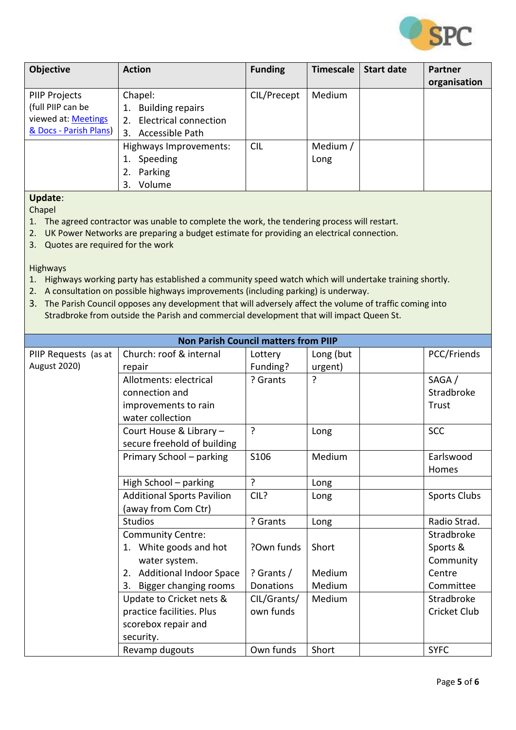| Objective | Action | Funding | Timescale | Start date | Partner organisation |
|---|---|---|---|---|---|
| PIIP Projects (full PIIP can be viewed at: [Meetings & Docs - Parish Plans](#)) | Chapel:<br>1. Building repairs<br>2. Electrical connection<br>3. Accessible Path | CIL/Precept | Medium | | |
| | Highways Improvements:<br>1. Speeding<br>2. Parking<br>3. Volume | CIL | Medium / Long | | |

**Update**:

Chapel

1. The agreed contractor was unable to complete the work, the tendering process will restart.
2. UK Power Networks are preparing a budget estimate for providing an electrical connection.
3. Quotes are required for the work

Highways

1. Highways working party has established a community speed watch which will undertake training shortly.
2. A consultation on possible highways improvements (including parking) is underway.
3. The Parish Council opposes any development that will adversely affect the volume of traffic coming into Stradbroke from outside the Parish and commercial development that will impact Queen St.

**Non Parish Council matters from PIIP**

| Objective | Action | Funding | Timescale | Start date | Partner organisation |
|---|---|---|---|---|---|
| PIIP Requests (as at August 2020) | Church: roof & internal repair | Lottery Funding? | Long (but urgent) | | PCC/Friends |
| | Allotments: electrical connection and improvements to rain water collection | ? Grants | ? | | SAGA / Stradbroke Trust |
| | Court House & Library – secure freehold of building | ? | Long | | SCC |
| | Primary School – parking | S106 | Medium | | Earlswood Homes |
| | High School – parking | ? | Long | | |
| | Additional Sports Pavilion (away from Com Ctr) | CIL? | Long | | Sports Clubs |
| | Studios | ? Grants | Long | | Radio Strad. |
| | Community Centre:<br>1. White goods and hot water system.<br>2. Additional Indoor Space<br>3. Bigger changing rooms | ?Own funds<br><br>? Grants / Donations | Short<br><br>Medium<br>Medium | | Stradbroke Sports & Community Centre Committee |
| | Update to Cricket nets & practice facilities. Plus scorebox repair and security. | CIL/Grants/ own funds | Medium | | Stradbroke Cricket Club |
| | Revamp dugouts | Own funds | Short | | SYFC |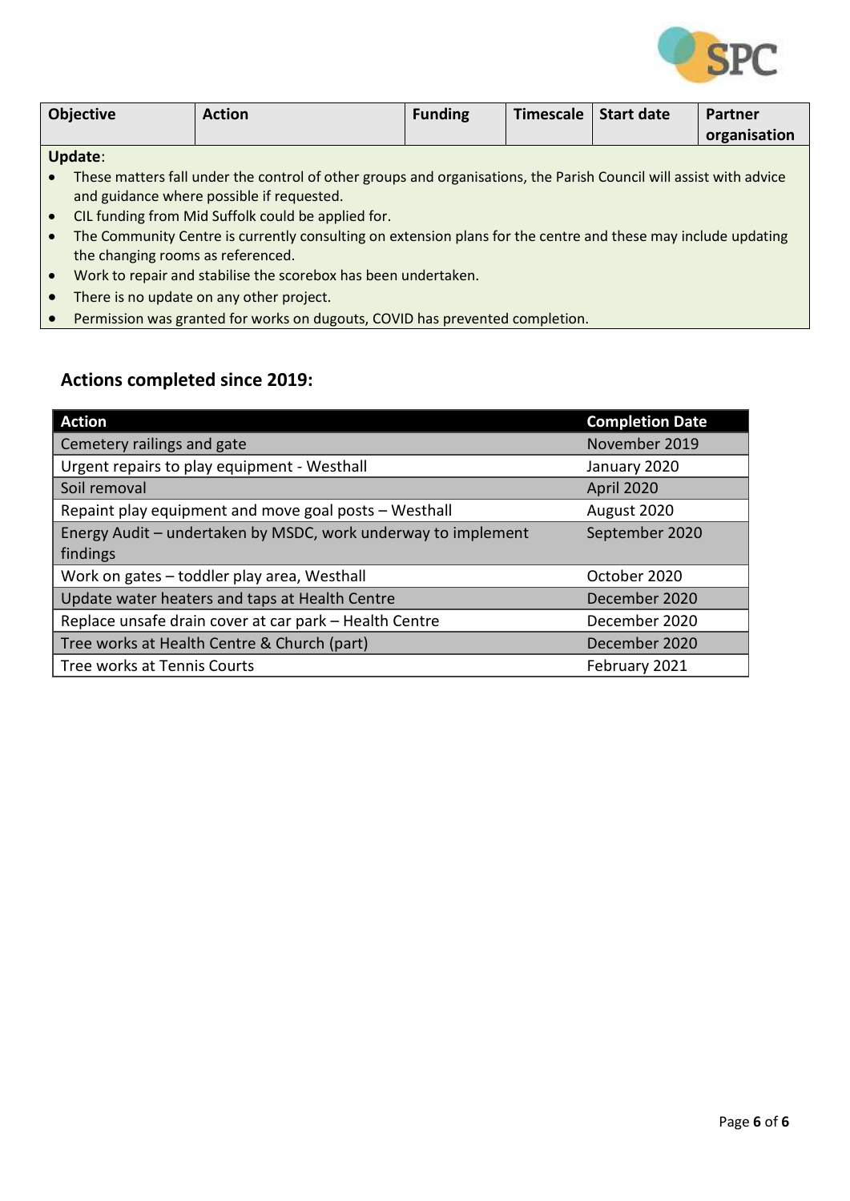| Objective | Action | Funding | Timescale | Start date | Partner organisation |
|---|---|---|---|---|---|

**Update**:

- These matters fall under the control of other groups and organisations, the Parish Council will assist with advice and guidance where possible if requested.
- CIL funding from Mid Suffolk could be applied for.
- The Community Centre is currently consulting on extension plans for the centre and these may include updating the changing rooms as referenced.
- Work to repair and stabilise the scorebox has been undertaken.
- There is no update on any other project.
- Permission was granted for works on dugouts, COVID has prevented completion.

## Actions completed since 2019:

| Action | Completion Date |
|---|---|
| Cemetery railings and gate | November 2019 |
| Urgent repairs to play equipment - Westhall | January 2020 |
| Soil removal | April 2020 |
| Repaint play equipment and move goal posts – Westhall | August 2020 |
| Energy Audit – undertaken by MSDC, work underway to implement findings | September 2020 |
| Work on gates – toddler play area, Westhall | October 2020 |
| Update water heaters and taps at Health Centre | December 2020 |
| Replace unsafe drain cover at car park – Health Centre | December 2020 |
| Tree works at Health Centre & Church (part) | December 2020 |
| Tree works at Tennis Courts | February 2021 |